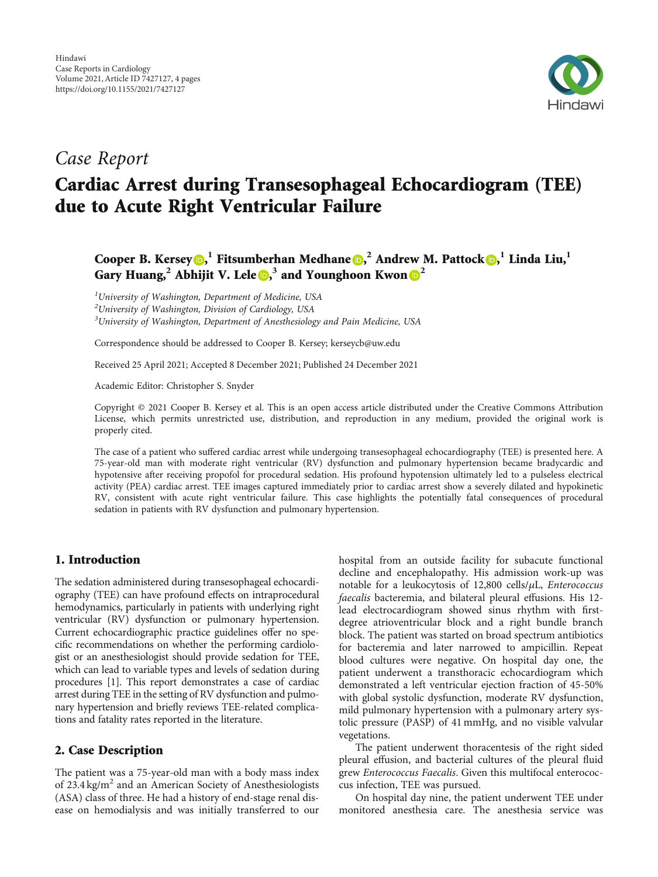Hindawi
Case Reports in Cardiology
Volume 2021, Article ID 7427127, 4 pages
https://doi.org/10.1155/2021/7427127

*Case Report*

# Cardiac Arrest during Transesophageal Echocardiogram (TEE) due to Acute Right Ventricular Failure

**Cooper B. Kersey**[1], **Fitsumberhan Medhane**[2], **Andrew M. Pattock**[1], **Linda Liu**[1], **Gary Huang**[2], **Abhijit V. Lele**[3], **and Younghoon Kwon**[2]

[1]*University of Washington, Department of Medicine, USA*
[2]*University of Washington, Division of Cardiology, USA*
[3]*University of Washington, Department of Anesthesiology and Pain Medicine, USA*

Correspondence should be addressed to Cooper B. Kersey; kerseycb@uw.edu

Received 25 April 2021; Accepted 8 December 2021; Published 24 December 2021

Academic Editor: Christopher S. Snyder

Copyright © 2021 Cooper B. Kersey et al. This is an open access article distributed under the Creative Commons Attribution License, which permits unrestricted use, distribution, and reproduction in any medium, provided the original work is properly cited.

The case of a patient who suffered cardiac arrest while undergoing transesophageal echocardiography (TEE) is presented here. A 75-year-old man with moderate right ventricular (RV) dysfunction and pulmonary hypertension became bradycardic and hypotensive after receiving propofol for procedural sedation. His profound hypotension ultimately led to a pulseless electrical activity (PEA) cardiac arrest. TEE images captured immediately prior to cardiac arrest show a severely dilated and hypokinetic RV, consistent with acute right ventricular failure. This case highlights the potentially fatal consequences of procedural sedation in patients with RV dysfunction and pulmonary hypertension.

## 1. Introduction

The sedation administered during transesophageal echocardiography (TEE) can have profound effects on intraprocedural hemodynamics, particularly in patients with underlying right ventricular (RV) dysfunction or pulmonary hypertension. Current echocardiographic practice guidelines offer no specific recommendations on whether the performing cardiologist or an anesthesiologist should provide sedation for TEE, which can lead to variable types and levels of sedation during procedures [1]. This report demonstrates a case of cardiac arrest during TEE in the setting of RV dysfunction and pulmonary hypertension and briefly reviews TEE-related complications and fatality rates reported in the literature.

## 2. Case Description

The patient was a 75-year-old man with a body mass index of 23.4 kg/m$^2$ and an American Society of Anesthesiologists (ASA) class of three. He had a history of end-stage renal disease on hemodialysis and was initially transferred to our hospital from an outside facility for subacute functional decline and encephalopathy. His admission work-up was notable for a leukocytosis of 12,800 cells/$\mu$L, *Enterococcus faecalis* bacteremia, and bilateral pleural effusions. His 12-lead electrocardiogram showed sinus rhythm with first-degree atrioventricular block and a right bundle branch block. The patient was started on broad spectrum antibiotics for bacteremia and later narrowed to ampicillin. Repeat blood cultures were negative. On hospital day one, the patient underwent a transthoracic echocardiogram which demonstrated a left ventricular ejection fraction of 45-50% with global systolic dysfunction, moderate RV dysfunction, mild pulmonary hypertension with a pulmonary artery systolic pressure (PASP) of 41 mmHg, and no visible valvular vegetations.

The patient underwent thoracentesis of the right sided pleural effusion, and bacterial cultures of the pleural fluid grew *Enterococcus Faecalis*. Given this multifocal enterococcus infection, TEE was pursued.

On hospital day nine, the patient underwent TEE under monitored anesthesia care. The anesthesia service was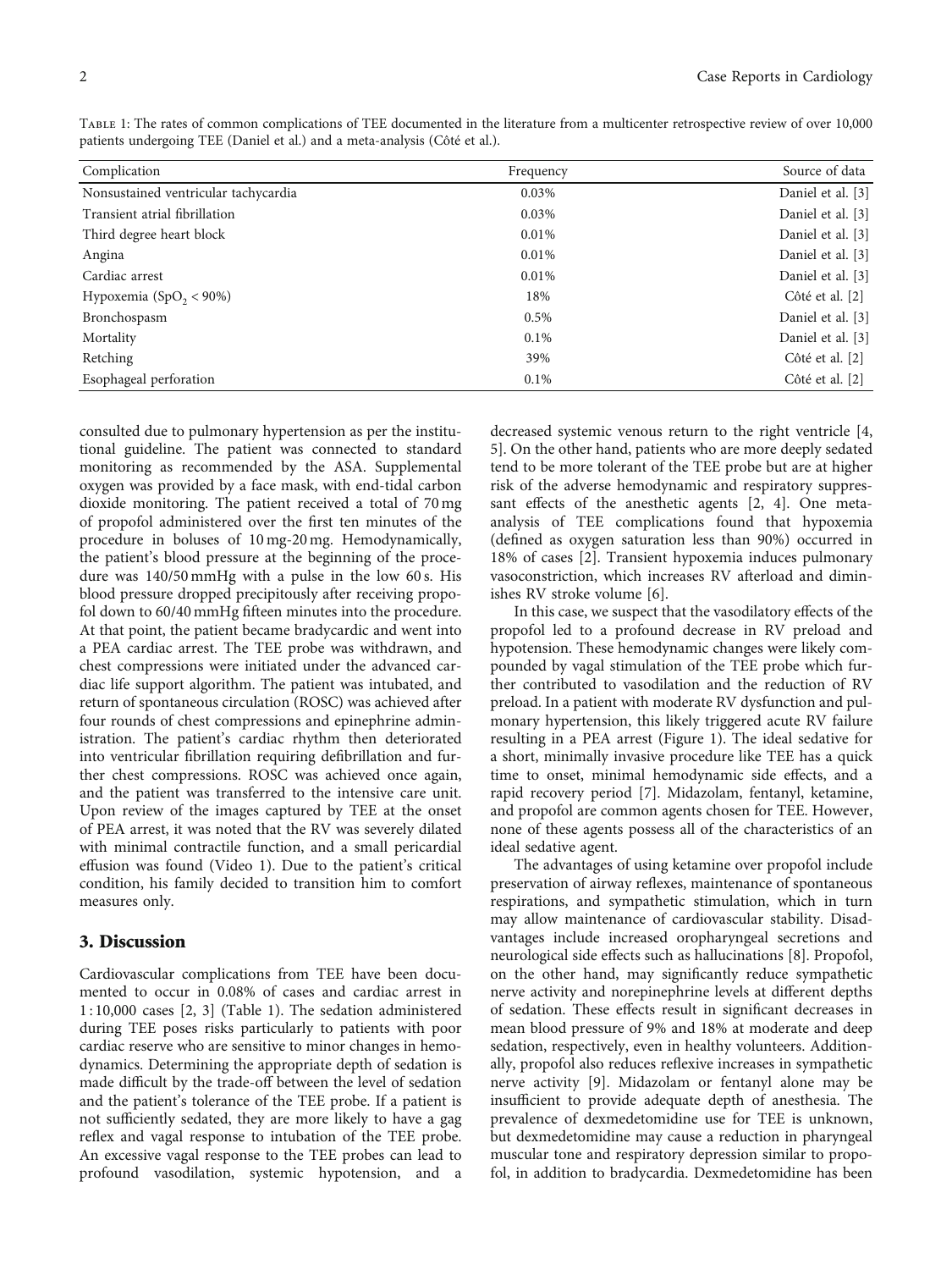Table 1: The rates of common complications of TEE documented in the literature from a multicenter retrospective review of over 10,000 patients undergoing TEE (Daniel et al.) and a meta-analysis (Côté et al.).

| Complication | Frequency | Source of data |
| --- | --- | --- |
| Nonsustained ventricular tachycardia | 0.03% | Daniel et al. [3] |
| Transient atrial fibrillation | 0.03% | Daniel et al. [3] |
| Third degree heart block | 0.01% | Daniel et al. [3] |
| Angina | 0.01% | Daniel et al. [3] |
| Cardiac arrest | 0.01% | Daniel et al. [3] |
| Hypoxemia ($SpO_2$ < 90%) | 18% | Côté et al. [2] |
| Bronchospasm | 0.5% | Daniel et al. [3] |
| Mortality | 0.1% | Daniel et al. [3] |
| Retching | 39% | Côté et al. [2] |
| Esophageal perforation | 0.1% | Côté et al. [2] |

consulted due to pulmonary hypertension as per the institutional guideline. The patient was connected to standard monitoring as recommended by the ASA. Supplemental oxygen was provided by a face mask, with end-tidal carbon dioxide monitoring. The patient received a total of 70 mg of propofol administered over the first ten minutes of the procedure in boluses of 10 mg-20 mg. Hemodynamically, the patient's blood pressure at the beginning of the procedure was 140/50 mmHg with a pulse in the low 60 s. His blood pressure dropped precipitously after receiving propofol down to 60/40 mmHg fifteen minutes into the procedure. At that point, the patient became bradycardic and went into a PEA cardiac arrest. The TEE probe was withdrawn, and chest compressions were initiated under the advanced cardiac life support algorithm. The patient was intubated, and return of spontaneous circulation (ROSC) was achieved after four rounds of chest compressions and epinephrine administration. The patient's cardiac rhythm then deteriorated into ventricular fibrillation requiring defibrillation and further chest compressions. ROSC was achieved once again, and the patient was transferred to the intensive care unit. Upon review of the images captured by TEE at the onset of PEA arrest, it was noted that the RV was severely dilated with minimal contractile function, and a small pericardial effusion was found (Video 1). Due to the patient's critical condition, his family decided to transition him to comfort measures only.

## 3. Discussion

Cardiovascular complications from TEE have been documented to occur in 0.08% of cases and cardiac arrest in 1 : 10,000 cases [2, 3] (Table 1). The sedation administered during TEE poses risks particularly to patients with poor cardiac reserve who are sensitive to minor changes in hemodynamics. Determining the appropriate depth of sedation is made difficult by the trade-off between the level of sedation and the patient's tolerance of the TEE probe. If a patient is not sufficiently sedated, they are more likely to have a gag reflex and vagal response to intubation of the TEE probe. An excessive vagal response to the TEE probes can lead to profound vasodilation, systemic hypotension, and a decreased systemic venous return to the right ventricle [4, 5]. On the other hand, patients who are more deeply sedated tend to be more tolerant of the TEE probe but are at higher risk of the adverse hemodynamic and respiratory suppressant effects of the anesthetic agents [2, 4]. One meta-analysis of TEE complications found that hypoxemia (defined as oxygen saturation less than 90%) occurred in 18% of cases [2]. Transient hypoxemia induces pulmonary vasoconstriction, which increases RV afterload and diminishes RV stroke volume [6].

In this case, we suspect that the vasodilatory effects of the propofol led to a profound decrease in RV preload and hypotension. These hemodynamic changes were likely compounded by vagal stimulation of the TEE probe which further contributed to vasodilation and the reduction of RV preload. In a patient with moderate RV dysfunction and pulmonary hypertension, this likely triggered acute RV failure resulting in a PEA arrest (Figure 1). The ideal sedative for a short, minimally invasive procedure like TEE has a quick time to onset, minimal hemodynamic side effects, and a rapid recovery period [7]. Midazolam, fentanyl, ketamine, and propofol are common agents chosen for TEE. However, none of these agents possess all of the characteristics of an ideal sedative agent.

The advantages of using ketamine over propofol include preservation of airway reflexes, maintenance of spontaneous respirations, and sympathetic stimulation, which in turn may allow maintenance of cardiovascular stability. Disadvantages include increased oropharyngeal secretions and neurological side effects such as hallucinations [8]. Propofol, on the other hand, may significantly reduce sympathetic nerve activity and norepinephrine levels at different depths of sedation. These effects result in significant decreases in mean blood pressure of 9% and 18% at moderate and deep sedation, respectively, even in healthy volunteers. Additionally, propofol also reduces reflexive increases in sympathetic nerve activity [9]. Midazolam or fentanyl alone may be insufficient to provide adequate depth of anesthesia. The prevalence of dexmedetomidine use for TEE is unknown, but dexmedetomidine may cause a reduction in pharyngeal muscular tone and respiratory depression similar to propofol, in addition to bradycardia. Dexmedetomidine has been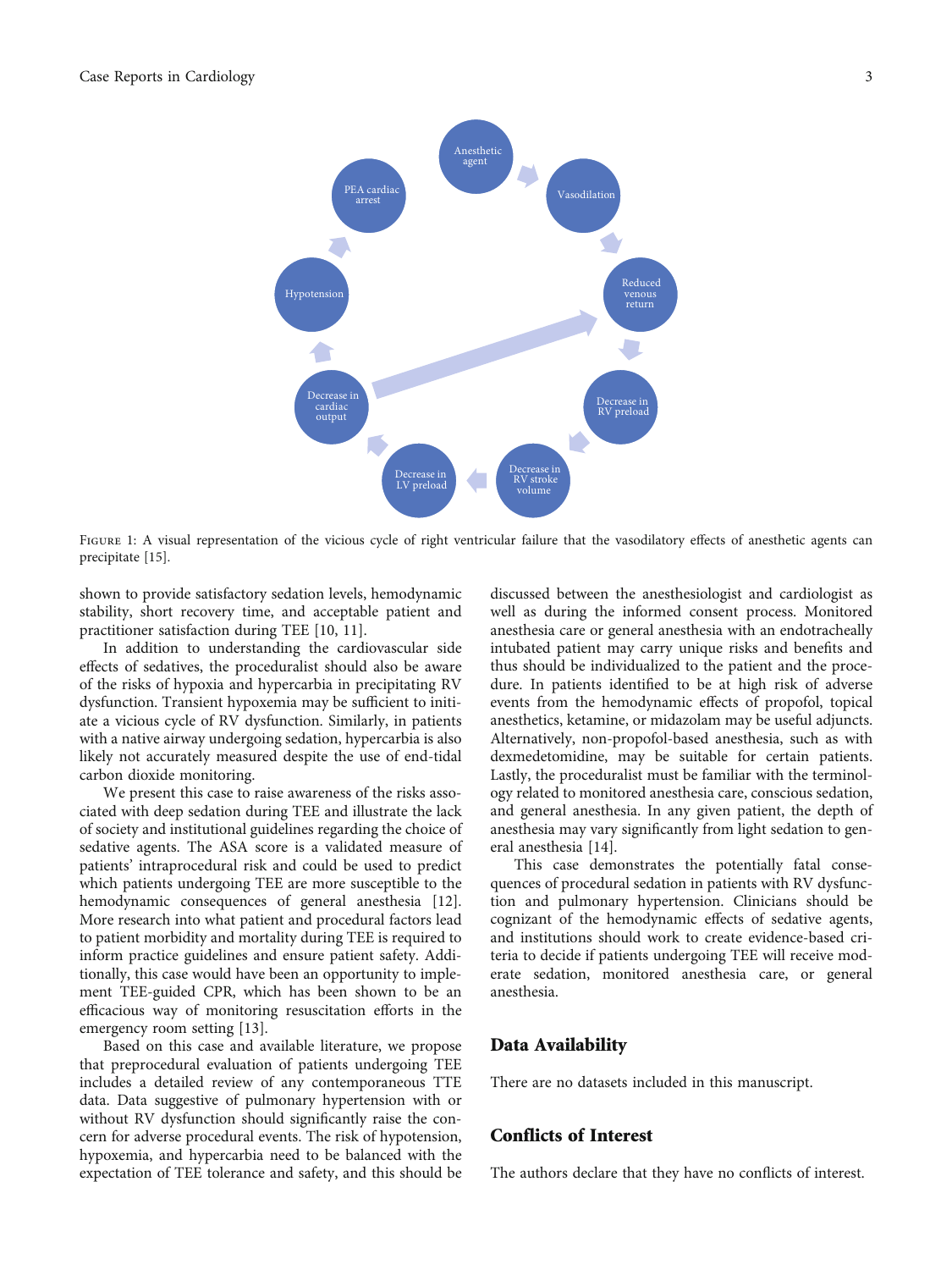Figure 1: A visual representation of the vicious cycle of right ventricular failure that the vasodilatory effects of anesthetic agents can precipitate [15].

shown to provide satisfactory sedation levels, hemodynamic stability, short recovery time, and acceptable patient and practitioner satisfaction during TEE [10, 11].

In addition to understanding the cardiovascular side effects of sedatives, the proceduralist should also be aware of the risks of hypoxia and hypercarbia in precipitating RV dysfunction. Transient hypoxemia may be sufficient to initiate a vicious cycle of RV dysfunction. Similarly, in patients with a native airway undergoing sedation, hypercarbia is also likely not accurately measured despite the use of end-tidal carbon dioxide monitoring.

We present this case to raise awareness of the risks associated with deep sedation during TEE and illustrate the lack of society and institutional guidelines regarding the choice of sedative agents. The ASA score is a validated measure of patients' intraprocedural risk and could be used to predict which patients undergoing TEE are more susceptible to the hemodynamic consequences of general anesthesia [12]. More research into what patient and procedural factors lead to patient morbidity and mortality during TEE is required to inform practice guidelines and ensure patient safety. Additionally, this case would have been an opportunity to implement TEE-guided CPR, which has been shown to be an efficacious way of monitoring resuscitation efforts in the emergency room setting [13].

Based on this case and available literature, we propose that preprocedural evaluation of patients undergoing TEE includes a detailed review of any contemporaneous TTE data. Data suggestive of pulmonary hypertension with or without RV dysfunction should significantly raise the concern for adverse procedural events. The risk of hypotension, hypoxemia, and hypercarbia need to be balanced with the expectation of TEE tolerance and safety, and this should be discussed between the anesthesiologist and cardiologist as well as during the informed consent process. Monitored anesthesia care or general anesthesia with an endotracheally intubated patient may carry unique risks and benefits and thus should be individualized to the patient and the procedure. In patients identified to be at high risk of adverse events from the hemodynamic effects of propofol, topical anesthetics, ketamine, or midazolam may be useful adjuncts. Alternatively, non-propofol-based anesthesia, such as with dexmedetomidine, may be suitable for certain patients. Lastly, the proceduralist must be familiar with the terminology related to monitored anesthesia care, conscious sedation, and general anesthesia. In any given patient, the depth of anesthesia may vary significantly from light sedation to general anesthesia [14].

This case demonstrates the potentially fatal consequences of procedural sedation in patients with RV dysfunction and pulmonary hypertension. Clinicians should be cognizant of the hemodynamic effects of sedative agents, and institutions should work to create evidence-based criteria to decide if patients undergoing TEE will receive moderate sedation, monitored anesthesia care, or general anesthesia.

## Data Availability

There are no datasets included in this manuscript.

## Conflicts of Interest

The authors declare that they have no conflicts of interest.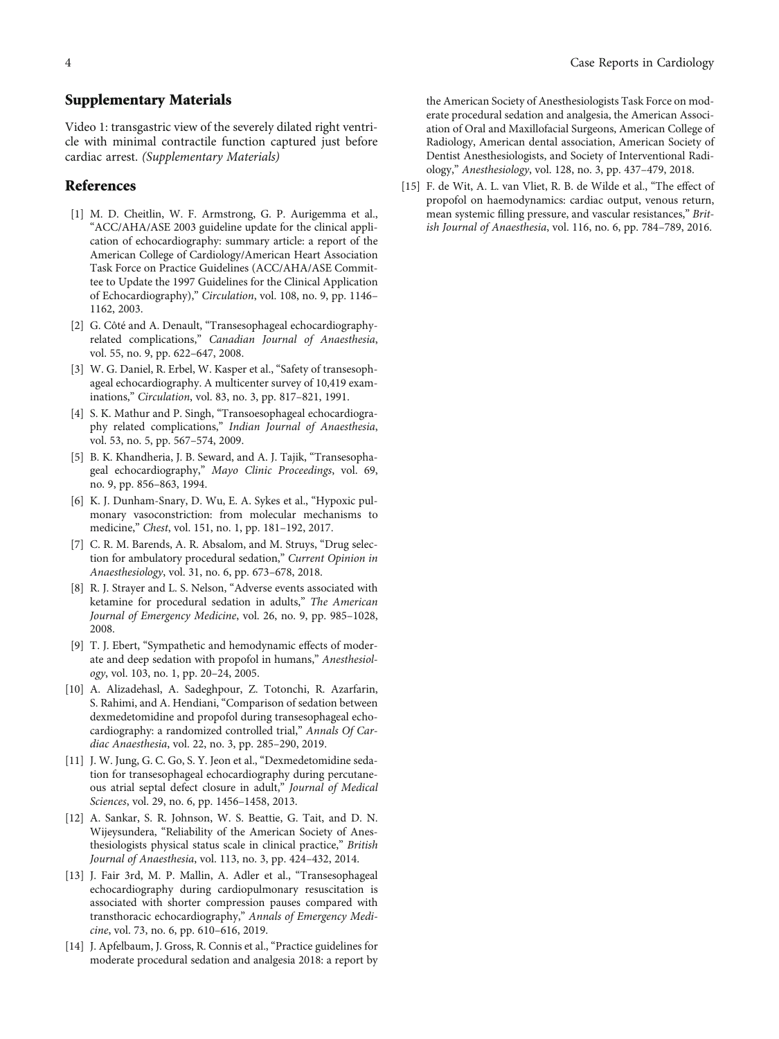## Supplementary Materials

Video 1: transgastric view of the severely dilated right ventricle with minimal contractile function captured just before cardiac arrest. *(Supplementary Materials)*

## References

[1] M. D. Cheitlin, W. F. Armstrong, G. P. Aurigemma et al., "ACC/AHA/ASE 2003 guideline update for the clinical application of echocardiography: summary article: a report of the American College of Cardiology/American Heart Association Task Force on Practice Guidelines (ACC/AHA/ASE Committee to Update the 1997 Guidelines for the Clinical Application of Echocardiography)," *Circulation*, vol. 108, no. 9, pp. 1146–1162, 2003.

[2] G. Côté and A. Denault, "Transesophageal echocardiography-related complications," *Canadian Journal of Anaesthesia*, vol. 55, no. 9, pp. 622–647, 2008.

[3] W. G. Daniel, R. Erbel, W. Kasper et al., "Safety of transesophageal echocardiography. A multicenter survey of 10,419 examinations," *Circulation*, vol. 83, no. 3, pp. 817–821, 1991.

[4] S. K. Mathur and P. Singh, "Transoesophageal echocardiography related complications," *Indian Journal of Anaesthesia*, vol. 53, no. 5, pp. 567–574, 2009.

[5] B. K. Khandheria, J. B. Seward, and A. J. Tajik, "Transesophageal echocardiography," *Mayo Clinic Proceedings*, vol. 69, no. 9, pp. 856–863, 1994.

[6] K. J. Dunham-Snary, D. Wu, E. A. Sykes et al., "Hypoxic pulmonary vasoconstriction: from molecular mechanisms to medicine," *Chest*, vol. 151, no. 1, pp. 181–192, 2017.

[7] C. R. M. Barends, A. R. Absalom, and M. Struys, "Drug selection for ambulatory procedural sedation," *Current Opinion in Anaesthesiology*, vol. 31, no. 6, pp. 673–678, 2018.

[8] R. J. Strayer and L. S. Nelson, "Adverse events associated with ketamine for procedural sedation in adults," *The American Journal of Emergency Medicine*, vol. 26, no. 9, pp. 985–1028, 2008.

[9] T. J. Ebert, "Sympathetic and hemodynamic effects of moderate and deep sedation with propofol in humans," *Anesthesiology*, vol. 103, no. 1, pp. 20–24, 2005.

[10] A. Alizadehasl, A. Sadeghpour, Z. Totonchi, R. Azarfarin, S. Rahimi, and A. Hendiani, "Comparison of sedation between dexmedetomidine and propofol during transesophageal echocardiography: a randomized controlled trial," *Annals Of Cardiac Anaesthesia*, vol. 22, no. 3, pp. 285–290, 2019.

[11] J. W. Jung, G. C. Go, S. Y. Jeon et al., "Dexmedetomidine sedation for transesophageal echocardiography during percutaneous atrial septal defect closure in adult," *Journal of Medical Sciences*, vol. 29, no. 6, pp. 1456–1458, 2013.

[12] A. Sankar, S. R. Johnson, W. S. Beattie, G. Tait, and D. N. Wijeysundera, "Reliability of the American Society of Anesthesiologists physical status scale in clinical practice," *British Journal of Anaesthesia*, vol. 113, no. 3, pp. 424–432, 2014.

[13] J. Fair 3rd, M. P. Mallin, A. Adler et al., "Transesophageal echocardiography during cardiopulmonary resuscitation is associated with shorter compression pauses compared with transthoracic echocardiography," *Annals of Emergency Medicine*, vol. 73, no. 6, pp. 610–616, 2019.

[14] J. Apfelbaum, J. Gross, R. Connis et al., "Practice guidelines for moderate procedural sedation and analgesia 2018: a report by the American Society of Anesthesiologists Task Force on moderate procedural sedation and analgesia, the American Association of Oral and Maxillofacial Surgeons, American College of Radiology, American dental association, American Society of Dentist Anesthesiologists, and Society of Interventional Radiology," *Anesthesiology*, vol. 128, no. 3, pp. 437–479, 2018.

[15] F. de Wit, A. L. van Vliet, R. B. de Wilde et al., "The effect of propofol on haemodynamics: cardiac output, venous return, mean systemic filling pressure, and vascular resistances," *British Journal of Anaesthesia*, vol. 116, no. 6, pp. 784–789, 2016.